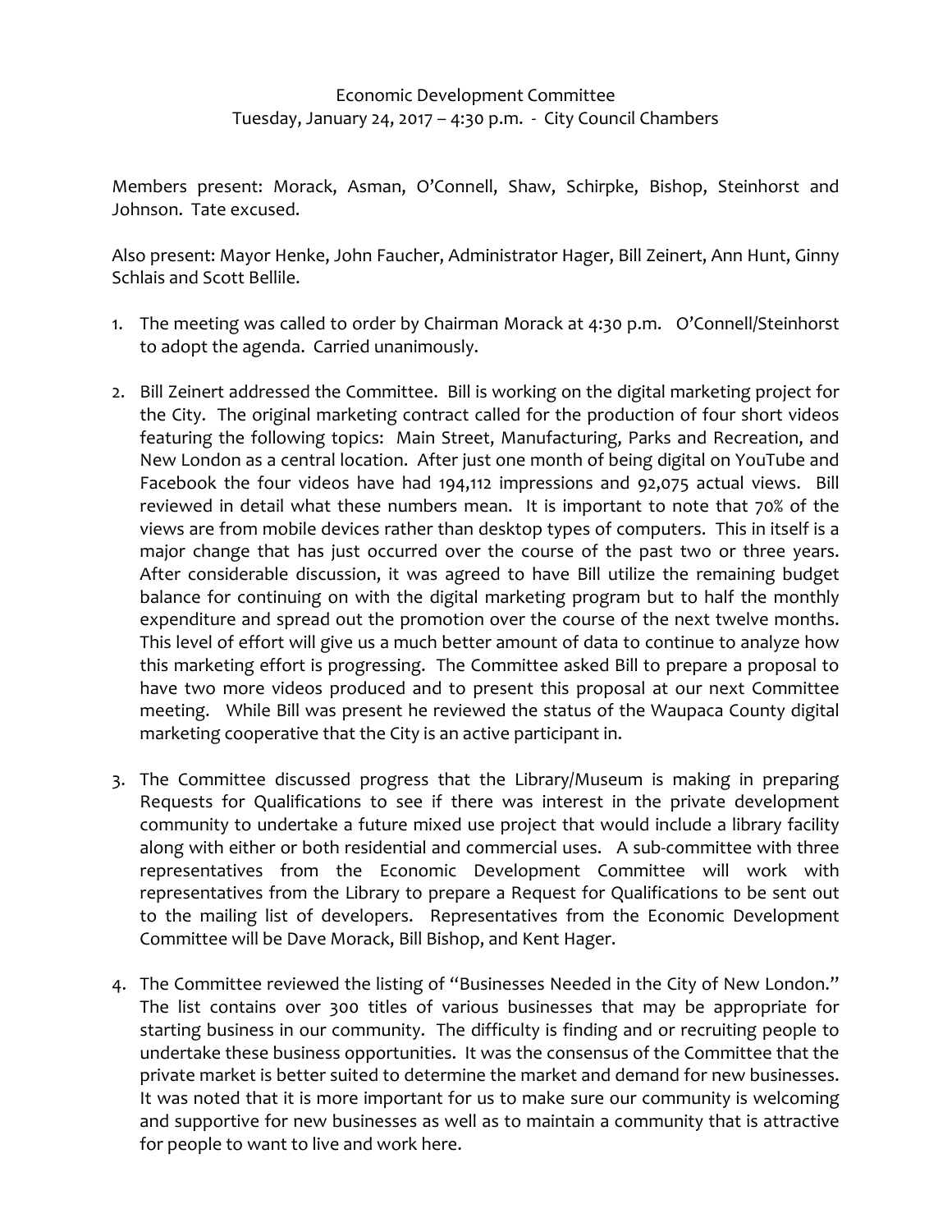Economic Development Committee
Tuesday, January 24, 2017 – 4:30 p.m. - City Council Chambers

Members present: Morack, Asman, O'Connell, Shaw, Schirpke, Bishop, Steinhorst and Johnson. Tate excused.

Also present: Mayor Henke, John Faucher, Administrator Hager, Bill Zeinert, Ann Hunt, Ginny Schlais and Scott Bellile.

1. The meeting was called to order by Chairman Morack at 4:30 p.m. O'Connell/Steinhorst to adopt the agenda. Carried unanimously.

2. Bill Zeinert addressed the Committee. Bill is working on the digital marketing project for the City. The original marketing contract called for the production of four short videos featuring the following topics: Main Street, Manufacturing, Parks and Recreation, and New London as a central location. After just one month of being digital on YouTube and Facebook the four videos have had 194,112 impressions and 92,075 actual views. Bill reviewed in detail what these numbers mean. It is important to note that 70% of the views are from mobile devices rather than desktop types of computers. This in itself is a major change that has just occurred over the course of the past two or three years. After considerable discussion, it was agreed to have Bill utilize the remaining budget balance for continuing on with the digital marketing program but to half the monthly expenditure and spread out the promotion over the course of the next twelve months. This level of effort will give us a much better amount of data to continue to analyze how this marketing effort is progressing. The Committee asked Bill to prepare a proposal to have two more videos produced and to present this proposal at our next Committee meeting. While Bill was present he reviewed the status of the Waupaca County digital marketing cooperative that the City is an active participant in.

3. The Committee discussed progress that the Library/Museum is making in preparing Requests for Qualifications to see if there was interest in the private development community to undertake a future mixed use project that would include a library facility along with either or both residential and commercial uses. A sub-committee with three representatives from the Economic Development Committee will work with representatives from the Library to prepare a Request for Qualifications to be sent out to the mailing list of developers. Representatives from the Economic Development Committee will be Dave Morack, Bill Bishop, and Kent Hager.

4. The Committee reviewed the listing of "Businesses Needed in the City of New London." The list contains over 300 titles of various businesses that may be appropriate for starting business in our community. The difficulty is finding and or recruiting people to undertake these business opportunities. It was the consensus of the Committee that the private market is better suited to determine the market and demand for new businesses. It was noted that it is more important for us to make sure our community is welcoming and supportive for new businesses as well as to maintain a community that is attractive for people to want to live and work here.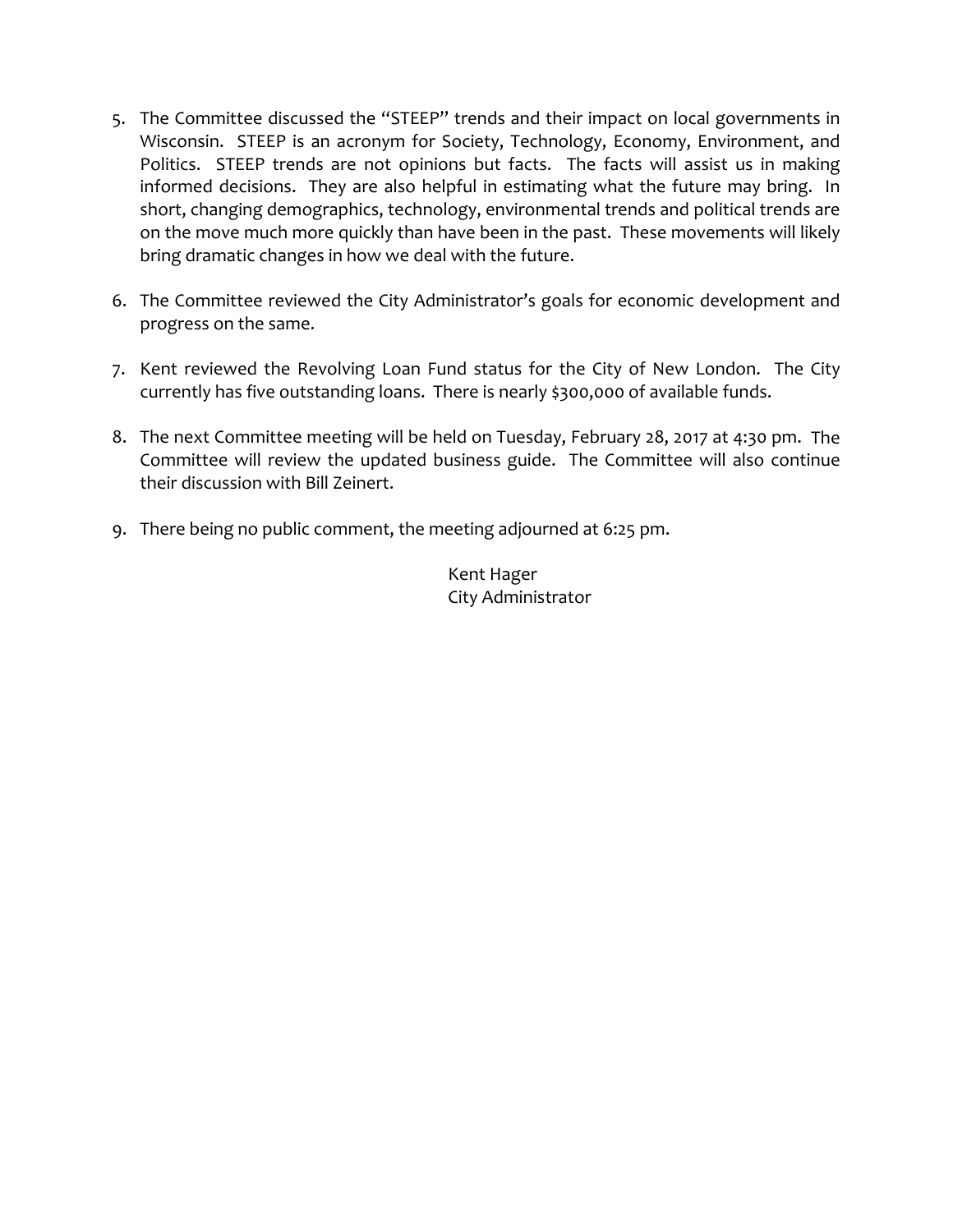5. The Committee discussed the "STEEP" trends and their impact on local governments in Wisconsin. STEEP is an acronym for Society, Technology, Economy, Environment, and Politics. STEEP trends are not opinions but facts. The facts will assist us in making informed decisions. They are also helpful in estimating what the future may bring. In short, changing demographics, technology, environmental trends and political trends are on the move much more quickly than have been in the past. These movements will likely bring dramatic changes in how we deal with the future.

6. The Committee reviewed the City Administrator's goals for economic development and progress on the same.

7. Kent reviewed the Revolving Loan Fund status for the City of New London. The City currently has five outstanding loans. There is nearly $300,000 of available funds.

8. The next Committee meeting will be held on Tuesday, February 28, 2017 at 4:30 pm. The Committee will review the updated business guide. The Committee will also continue their discussion with Bill Zeinert.

9. There being no public comment, the meeting adjourned at 6:25 pm.

Kent Hager
City Administrator